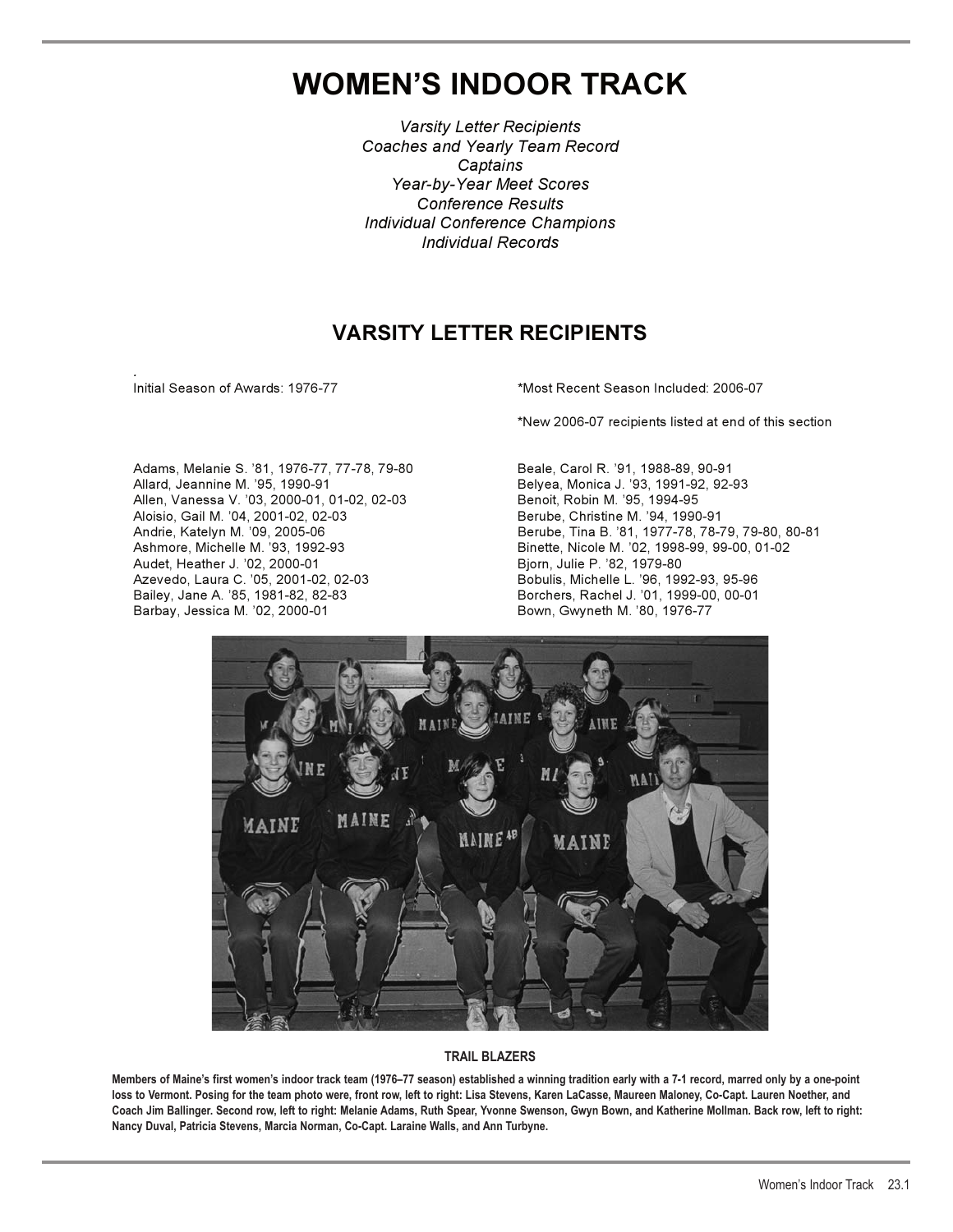# WOMEN'S INDOOR TRACK

*Varsity Letter Recipients*
*Coaches and Yearly Team Record*
*Captains*
*Year-by-Year Meet Scores*
*Conference Results*
*Individual Conference Champions*
*Individual Records*

## VARSITY LETTER RECIPIENTS

Initial Season of Awards: 1976-77

*Most Recent Season Included: 2006-07

*New 2006-07 recipients listed at end of this section

Adams, Melanie S. '81, 1976-77, 77-78, 79-80
Allard, Jeannine M. '95, 1990-91
Allen, Vanessa V. '03, 2000-01, 01-02, 02-03
Aloisio, Gail M. '04, 2001-02, 02-03
Andrie, Katelyn M. '09, 2005-06
Ashmore, Michelle M. '93, 1992-93
Audet, Heather J. '02, 2000-01
Azevedo, Laura C. '05, 2001-02, 02-03
Bailey, Jane A. '85, 1981-82, 82-83
Barbay, Jessica M. '02, 2000-01
Beale, Carol R. '91, 1988-89, 90-91
Belyea, Monica J. '93, 1991-92, 92-93
Benoit, Robin M. '95, 1994-95
Berube, Christine M. '94, 1990-91
Berube, Tina B. '81, 1977-78, 78-79, 79-80, 80-81
Binette, Nicole M. '02, 1998-99, 99-00, 01-02
Bjorn, Julie P. '82, 1979-80
Bobulis, Michelle L. '96, 1992-93, 95-96
Borchers, Rachel J. '01, 1999-00, 00-01
Bown, Gwyneth M. '80, 1976-77

**TRAIL BLAZERS**

**Members of Maine's first women's indoor track team (1976–77 season) established a winning tradition early with a 7-1 record, marred only by a one-point loss to Vermont. Posing for the team photo were, front row, left to right: Lisa Stevens, Karen LaCasse, Maureen Maloney, Co-Capt. Lauren Noether, and Coach Jim Ballinger. Second row, left to right: Melanie Adams, Ruth Spear, Yvonne Swenson, Gwyn Bown, and Katherine Mollman. Back row, left to right: Nancy Duval, Patricia Stevens, Marcia Norman, Co-Capt. Laraine Walls, and Ann Turbyne.**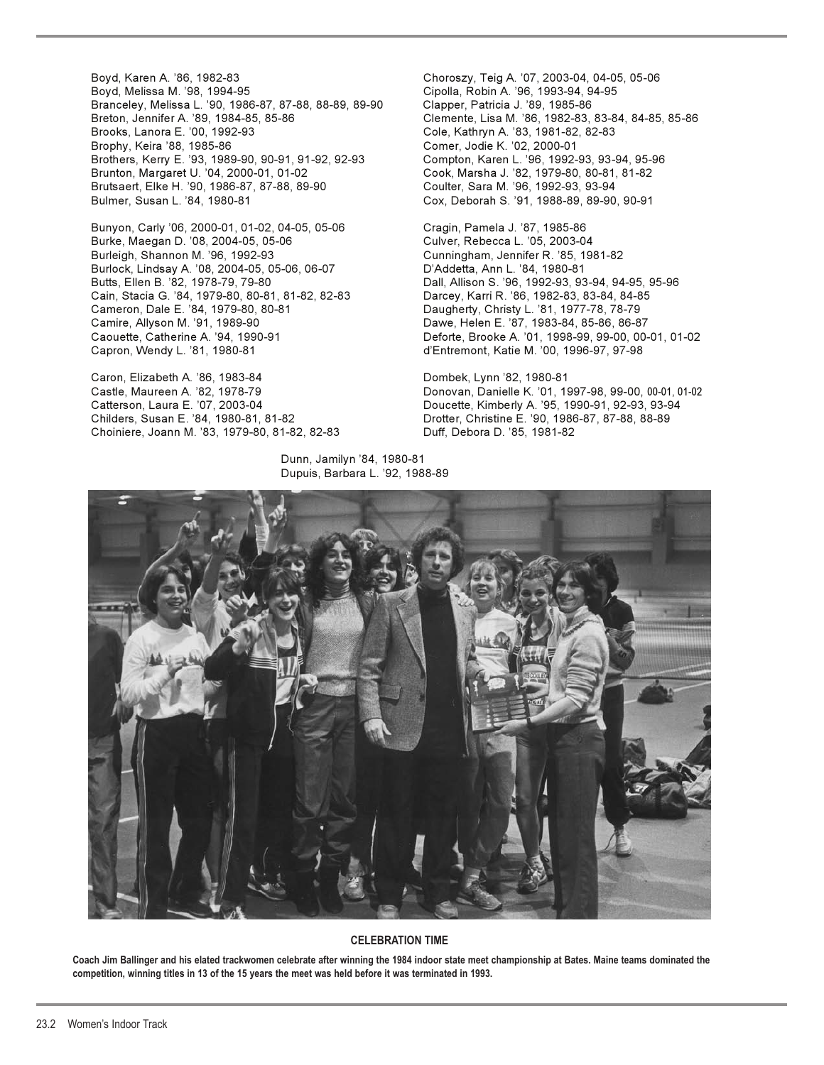Boyd, Karen A. '86, 1982-83
Boyd, Melissa M. '98, 1994-95
Branceley, Melissa L. '90, 1986-87, 87-88, 88-89, 89-90
Breton, Jennifer A. '89, 1984-85, 85-86
Brooks, Lanora E. '00, 1992-93
Brophy, Keira '88, 1985-86
Brothers, Kerry E. '93, 1989-90, 90-91, 91-92, 92-93
Brunton, Margaret U. '04, 2000-01, 01-02
Brutsaert, Elke H. '90, 1986-87, 87-88, 89-90
Bulmer, Susan L. '84, 1980-81

Bunyon, Carly '06, 2000-01, 01-02, 04-05, 05-06
Burke, Maegan D. '08, 2004-05, 05-06
Burleigh, Shannon M. '96, 1992-93
Burlock, Lindsay A. '08, 2004-05, 05-06, 06-07
Butts, Ellen B. '82, 1978-79, 79-80
Cain, Stacia G. '84, 1979-80, 80-81, 81-82, 82-83
Cameron, Dale E. '84, 1979-80, 80-81
Camire, Allyson M. '91, 1989-90
Caouette, Catherine A. '94, 1990-91
Capron, Wendy L. '81, 1980-81

Caron, Elizabeth A. '86, 1983-84
Castle, Maureen A. '82, 1978-79
Catterson, Laura E. '07, 2003-04
Childers, Susan E. '84, 1980-81, 81-82
Choiniere, Joann M. '83, 1979-80, 81-82, 82-83

Choroszy, Teig A. '07, 2003-04, 04-05, 05-06
Cipolla, Robin A. '96, 1993-94, 94-95
Clapper, Patricia J. '89, 1985-86
Clemente, Lisa M. '86, 1982-83, 83-84, 84-85, 85-86
Cole, Kathryn A. '83, 1981-82, 82-83
Comer, Jodie K. '02, 2000-01
Compton, Karen L. '96, 1992-93, 93-94, 95-96
Cook, Marsha J. '82, 1979-80, 80-81, 81-82
Coulter, Sara M. '96, 1992-93, 93-94
Cox, Deborah S. '91, 1988-89, 89-90, 90-91

Cragin, Pamela J. '87, 1985-86
Culver, Rebecca L. '05, 2003-04
Cunningham, Jennifer R. '85, 1981-82
D'Addetta, Ann L. '84, 1980-81
Dall, Allison S. '96, 1992-93, 93-94, 94-95, 95-96
Darcey, Karri R. '86, 1982-83, 83-84, 84-85
Daugherty, Christy L. '81, 1977-78, 78-79
Dawe, Helen E. '87, 1983-84, 85-86, 86-87
Deforte, Brooke A. '01, 1998-99, 99-00, 00-01, 01-02
d'Entremont, Katie M. '00, 1996-97, 97-98

Dombek, Lynn '82, 1980-81
Donovan, Danielle K. '01, 1997-98, 99-00, 00-01, 01-02
Doucette, Kimberly A. '95, 1990-91, 92-93, 93-94
Drotter, Christine E. '90, 1986-87, 87-88, 88-89
Duff, Debora D. '85, 1981-82

Dunn, Jamilyn '84, 1980-81
Dupuis, Barbara L. '92, 1988-89

**CELEBRATION TIME**

**Coach Jim Ballinger and his elated trackwomen celebrate after winning the 1984 indoor state meet championship at Bates. Maine teams dominated the competition, winning titles in 13 of the 15 years the meet was held before it was terminated in 1993.**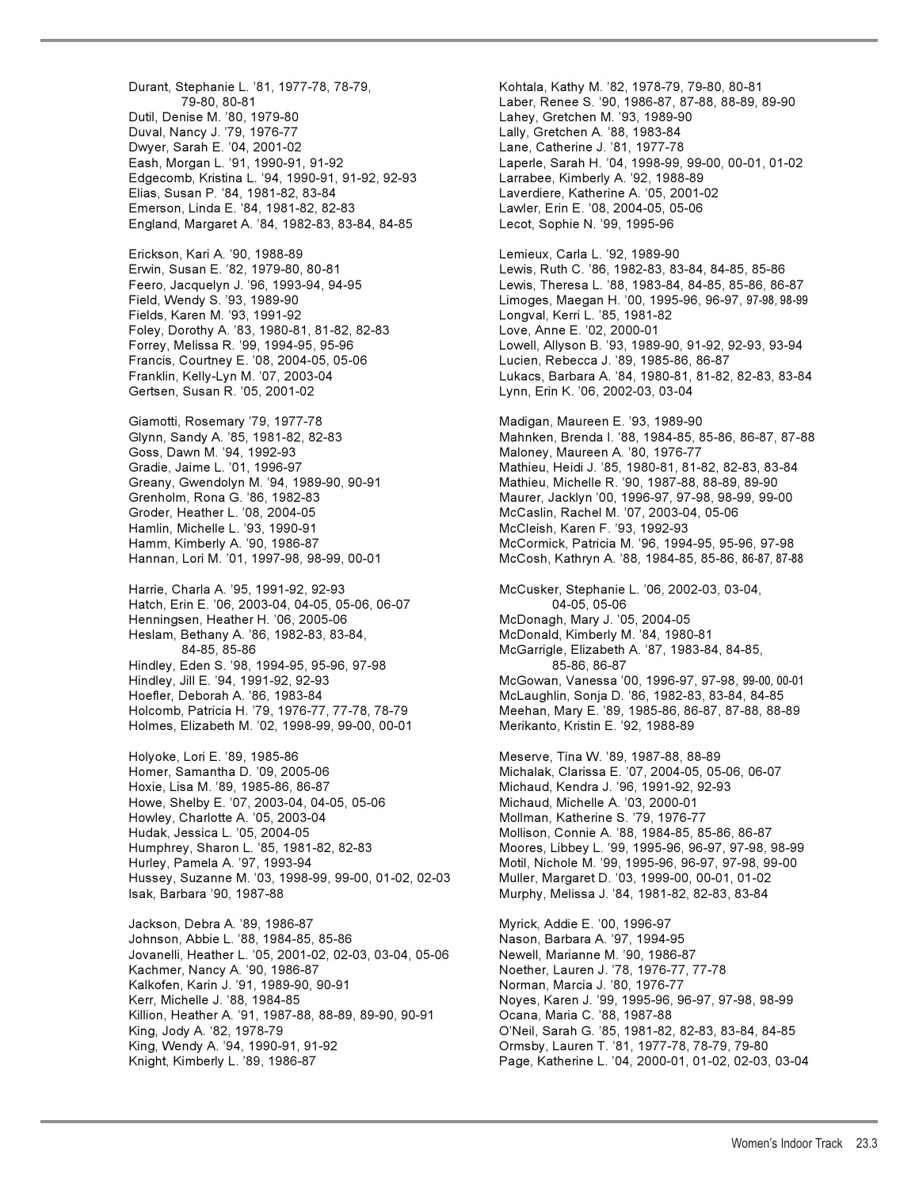Durant, Stephanie L. '81, 1977-78, 78-79, 79-80, 80-81
Dutil, Denise M. '80, 1979-80
Duval, Nancy J. '79, 1976-77
Dwyer, Sarah E. '04, 2001-02
Eash, Morgan L. '91, 1990-91, 91-92
Edgecomb, Kristina L. '94, 1990-91, 91-92, 92-93
Elias, Susan P. '84, 1981-82, 83-84
Emerson, Linda E. '84, 1981-82, 82-83
England, Margaret A. '84, 1982-83, 83-84, 84-85

Erickson, Kari A. '90, 1988-89
Erwin, Susan E. '82, 1979-80, 80-81
Feero, Jacquelyn J. '96, 1993-94, 94-95
Field, Wendy S. '93, 1989-90
Fields, Karen M. '93, 1991-92
Foley, Dorothy A. '83, 1980-81, 81-82, 82-83
Forrey, Melissa R. '99, 1994-95, 95-96
Francis, Courtney E. '08, 2004-05, 05-06
Franklin, Kelly-Lyn M. '07, 2003-04
Gertsen, Susan R. '05, 2001-02

Giamotti, Rosemary '79, 1977-78
Glynn, Sandy A. '85, 1981-82, 82-83
Goss, Dawn M. '94, 1992-93
Gradie, Jaime L. '01, 1996-97
Greany, Gwendolyn M. '94, 1989-90, 90-91
Grenholm, Rona G. '86, 1982-83
Groder, Heather L. '08, 2004-05
Hamlin, Michelle L. '93, 1990-91
Hamm, Kimberly A. '90, 1986-87
Hannan, Lori M. '01, 1997-98, 98-99, 00-01

Harrie, Charla A. '95, 1991-92, 92-93
Hatch, Erin E. '06, 2003-04, 04-05, 05-06, 06-07
Henningsen, Heather H. '06, 2005-06
Heslam, Bethany A. '86, 1982-83, 83-84, 84-85, 85-86
Hindley, Eden S. '98, 1994-95, 95-96, 97-98
Hindley, Jill E. '94, 1991-92, 92-93
Hoefler, Deborah A. '86, 1983-84
Holcomb, Patricia H. '79, 1976-77, 77-78, 78-79
Holmes, Elizabeth M. '02, 1998-99, 99-00, 00-01

Holyoke, Lori E. '89, 1985-86
Homer, Samantha D. '09, 2005-06
Hoxie, Lisa M. '89, 1985-86, 86-87
Howe, Shelby E. '07, 2003-04, 04-05, 05-06
Howley, Charlotte A. '05, 2003-04
Hudak, Jessica L. '05, 2004-05
Humphrey, Sharon L. '85, 1981-82, 82-83
Hurley, Pamela A. '97, 1993-94
Hussey, Suzanne M. '03, 1998-99, 99-00, 01-02, 02-03
Isak, Barbara '90, 1987-88

Jackson, Debra A. '89, 1986-87
Johnson, Abbie L. '88, 1984-85, 85-86
Jovanelli, Heather L. '05, 2001-02, 02-03, 03-04, 05-06
Kachmer, Nancy A. '90, 1986-87
Kalkofen, Karin J. '91, 1989-90, 90-91
Kerr, Michelle J. '88, 1984-85
Killion, Heather A. '91, 1987-88, 88-89, 89-90, 90-91
King, Jody A. '82, 1978-79
King, Wendy A. '94, 1990-91, 91-92
Knight, Kimberly L. '89, 1986-87

Kohtala, Kathy M. '82, 1978-79, 79-80, 80-81
Laber, Renee S. '90, 1986-87, 87-88, 88-89, 89-90
Lahey, Gretchen M. '93, 1989-90
Lally, Gretchen A. '88, 1983-84
Lane, Catherine J. '81, 1977-78
Laperle, Sarah H. '04, 1998-99, 99-00, 00-01, 01-02
Larrabee, Kimberly A. '92, 1988-89
Laverdiere, Katherine A. '05, 2001-02
Lawler, Erin E. '08, 2004-05, 05-06
Lecot, Sophie N. '99, 1995-96

Lemieux, Carla L. '92, 1989-90
Lewis, Ruth C. '86, 1982-83, 83-84, 84-85, 85-86
Lewis, Theresa L. '88, 1983-84, 84-85, 85-86, 86-87
Limoges, Maegan H. '00, 1995-96, 96-97, 97-98, 98-99
Longval, Kerri L. '85, 1981-82
Love, Anne E. '02, 2000-01
Lowell, Allyson B. '93, 1989-90, 91-92, 92-93, 93-94
Lucien, Rebecca J. '89, 1985-86, 86-87
Lukacs, Barbara A. '84, 1980-81, 81-82, 82-83, 83-84
Lynn, Erin K. '06, 2002-03, 03-04

Madigan, Maureen E. '93, 1989-90
Mahnken, Brenda I. '88, 1984-85, 85-86, 86-87, 87-88
Maloney, Maureen A. '80, 1976-77
Mathieu, Heidi J. '85, 1980-81, 81-82, 82-83, 83-84
Mathieu, Michelle R. '90, 1987-88, 88-89, 89-90
Maurer, Jacklyn '00, 1996-97, 97-98, 98-99, 99-00
McCaslin, Rachel M. '07, 2003-04, 05-06
McCleish, Karen F. '93, 1992-93
McCormick, Patricia M. '96, 1994-95, 95-96, 97-98
McCosh, Kathryn A. '88, 1984-85, 85-86, 86-87, 87-88

McCusker, Stephanie L. '06, 2002-03, 03-04, 04-05, 05-06
McDonagh, Mary J. '05, 2004-05
McDonald, Kimberly M. '84, 1980-81
McGarrigle, Elizabeth A. '87, 1983-84, 84-85, 85-86, 86-87
McGowan, Vanessa '00, 1996-97, 97-98, 99-00, 00-01
McLaughlin, Sonja D. '86, 1982-83, 83-84, 84-85
Meehan, Mary E. '89, 1985-86, 86-87, 87-88, 88-89
Merikanto, Kristin E. '92, 1988-89

Meserve, Tina W. '89, 1987-88, 88-89
Michalak, Clarissa E. '07, 2004-05, 05-06, 06-07
Michaud, Kendra J. '96, 1991-92, 92-93
Michaud, Michelle A. '03, 2000-01
Mollman, Katherine S. '79, 1976-77
Mollison, Connie A. '88, 1984-85, 85-86, 86-87
Moores, Libbey L. '99, 1995-96, 96-97, 97-98, 98-99
Motil, Nichole M. '99, 1995-96, 96-97, 97-98, 99-00
Muller, Margaret D. '03, 1999-00, 00-01, 01-02
Murphy, Melissa J. '84, 1981-82, 82-83, 83-84

Myrick, Addie E. '00, 1996-97
Nason, Barbara A. '97, 1994-95
Newell, Marianne M. '90, 1986-87
Noether, Lauren J. '78, 1976-77, 77-78
Norman, Marcia J. '80, 1976-77
Noyes, Karen J. '99, 1995-96, 96-97, 97-98, 98-99
Ocana, Maria C. '88, 1987-88
O'Neil, Sarah G. '85, 1981-82, 82-83, 83-84, 84-85
Ormsby, Lauren T. '81, 1977-78, 78-79, 79-80
Page, Katherine L. '04, 2000-01, 01-02, 02-03, 03-04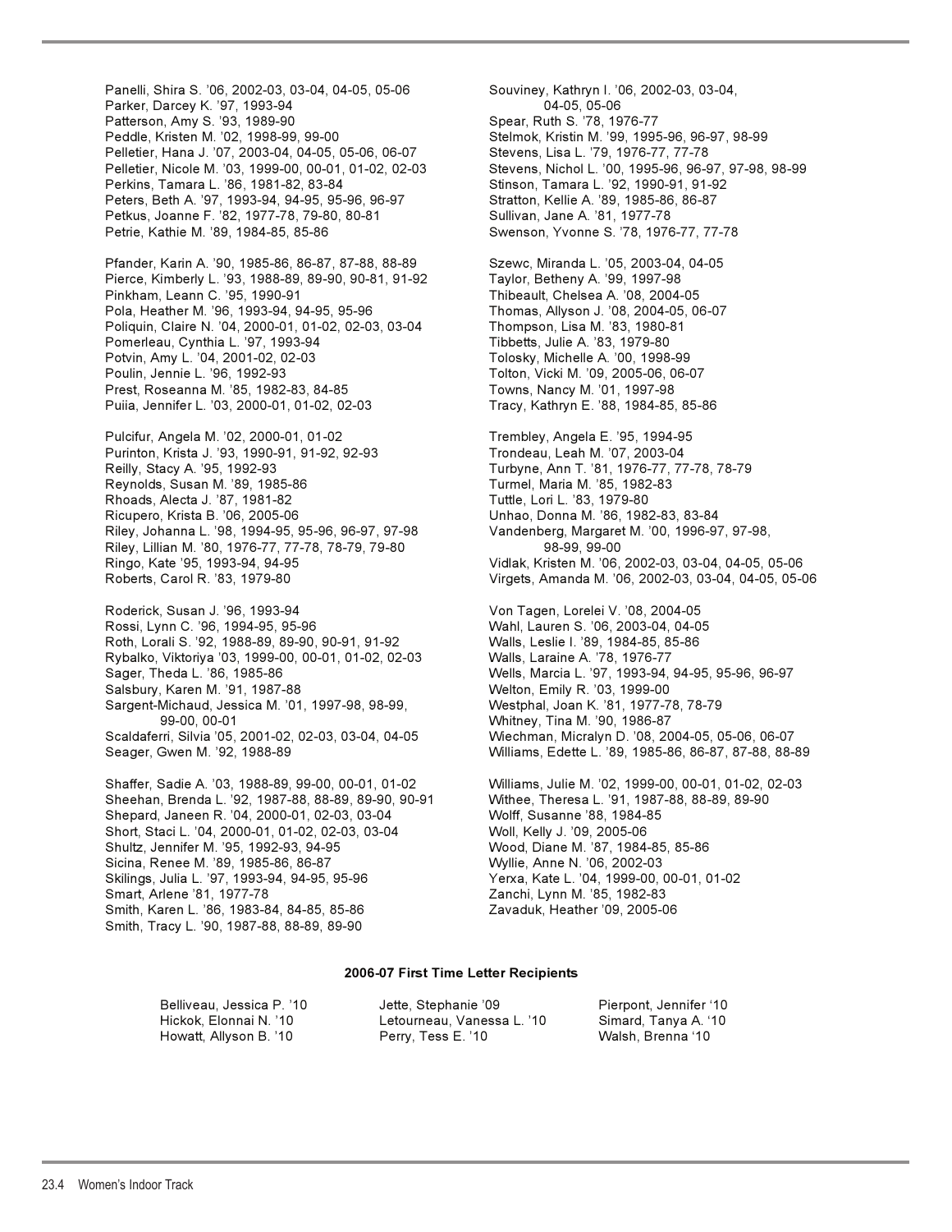Panelli, Shira S. '06, 2002-03, 03-04, 04-05, 05-06
Parker, Darcey K. '97, 1993-94
Patterson, Amy S. '93, 1989-90
Peddle, Kristen M. '02, 1998-99, 99-00
Pelletier, Hana J. '07, 2003-04, 04-05, 05-06, 06-07
Pelletier, Nicole M. '03, 1999-00, 00-01, 01-02, 02-03
Perkins, Tamara L. '86, 1981-82, 83-84
Peters, Beth A. '97, 1993-94, 94-95, 95-96, 96-97
Petkus, Joanne F. '82, 1977-78, 79-80, 80-81
Petrie, Kathie M. '89, 1984-85, 85-86

Pfander, Karin A. '90, 1985-86, 86-87, 87-88, 88-89
Pierce, Kimberly L. '93, 1988-89, 89-90, 90-81, 91-92
Pinkham, Leann C. '95, 1990-91
Pola, Heather M. '96, 1993-94, 94-95, 95-96
Poliquin, Claire N. '04, 2000-01, 01-02, 02-03, 03-04
Pomerleau, Cynthia L. '97, 1993-94
Potvin, Amy L. '04, 2001-02, 02-03
Poulin, Jennie L. '96, 1992-93
Prest, Roseanna M. '85, 1982-83, 84-85
Puiia, Jennifer L. '03, 2000-01, 01-02, 02-03

Pulcifur, Angela M. '02, 2000-01, 01-02
Purinton, Krista J. '93, 1990-91, 91-92, 92-93
Reilly, Stacy A. '95, 1992-93
Reynolds, Susan M. '89, 1985-86
Rhoads, Alecta J. '87, 1981-82
Ricupero, Krista B. '06, 2005-06
Riley, Johanna L. '98, 1994-95, 95-96, 96-97, 97-98
Riley, Lillian M. '80, 1976-77, 77-78, 78-79, 79-80
Ringo, Kate '95, 1993-94, 94-95
Roberts, Carol R. '83, 1979-80

Roderick, Susan J. '96, 1993-94
Rossi, Lynn C. '96, 1994-95, 95-96
Roth, Lorali S. '92, 1988-89, 89-90, 90-91, 91-92
Rybalko, Viktoriya '03, 1999-00, 00-01, 01-02, 02-03
Sager, Theda L. '86, 1985-86
Salsbury, Karen M. '91, 1987-88
Sargent-Michaud, Jessica M. '01, 1997-98, 98-99, 99-00, 00-01
Scaldaferri, Silvia '05, 2001-02, 02-03, 03-04, 04-05
Seager, Gwen M. '92, 1988-89

Shaffer, Sadie A. '03, 1988-89, 99-00, 00-01, 01-02
Sheehan, Brenda L. '92, 1987-88, 88-89, 89-90, 90-91
Shepard, Janeen R. '04, 2000-01, 02-03, 03-04
Short, Staci L. '04, 2000-01, 01-02, 02-03, 03-04
Shultz, Jennifer M. '95, 1992-93, 94-95
Sicina, Renee M. '89, 1985-86, 86-87
Skilings, Julia L. '97, 1993-94, 94-95, 95-96
Smart, Arlene '81, 1977-78
Smith, Karen L. '86, 1983-84, 84-85, 85-86
Smith, Tracy L. '90, 1987-88, 88-89, 89-90

Souviney, Kathryn I. '06, 2002-03, 03-04, 04-05, 05-06
Spear, Ruth S. '78, 1976-77
Stelmok, Kristin M. '99, 1995-96, 96-97, 98-99
Stevens, Lisa L. '79, 1976-77, 77-78
Stevens, Nichol L. '00, 1995-96, 96-97, 97-98, 98-99
Stinson, Tamara L. '92, 1990-91, 91-92
Stratton, Kellie A. '89, 1985-86, 86-87
Sullivan, Jane A. '81, 1977-78
Swenson, Yvonne S. '78, 1976-77, 77-78

Szewc, Miranda L. '05, 2003-04, 04-05
Taylor, Betheny A. '99, 1997-98
Thibeault, Chelsea A. '08, 2004-05
Thomas, Allyson J. '08, 2004-05, 06-07
Thompson, Lisa M. '83, 1980-81
Tibbetts, Julie A. '83, 1979-80
Tolosky, Michelle A. '00, 1998-99
Tolton, Vicki M. '09, 2005-06, 06-07
Towns, Nancy M. '01, 1997-98
Tracy, Kathryn E. '88, 1984-85, 85-86

Trembley, Angela E. '95, 1994-95
Trondeau, Leah M. '07, 2003-04
Turbyne, Ann T. '81, 1976-77, 77-78, 78-79
Turmel, Maria M. '85, 1982-83
Tuttle, Lori L. '83, 1979-80
Unhao, Donna M. '86, 1982-83, 83-84
Vandenberg, Margaret M. '00, 1996-97, 97-98, 98-99, 99-00
Vidlak, Kristen M. '06, 2002-03, 03-04, 04-05, 05-06
Virgets, Amanda M. '06, 2002-03, 03-04, 04-05, 05-06

Von Tagen, Lorelei V. '08, 2004-05
Wahl, Lauren S. '06, 2003-04, 04-05
Walls, Leslie I. '89, 1984-85, 85-86
Walls, Laraine A. '78, 1976-77
Wells, Marcia L. '97, 1993-94, 94-95, 95-96, 96-97
Welton, Emily R. '03, 1999-00
Westphal, Joan K. '81, 1977-78, 78-79
Whitney, Tina M. '90, 1986-87
Wiechman, Micralyn D. '08, 2004-05, 05-06, 06-07
Williams, Edette L. '89, 1985-86, 86-87, 87-88, 88-89

Williams, Julie M. '02, 1999-00, 00-01, 01-02, 02-03
Withee, Theresa L. '91, 1987-88, 88-89, 89-90
Wolff, Susanne '88, 1984-85
Woll, Kelly J. '09, 2005-06
Wood, Diane M. '87, 1984-85, 85-86
Wyllie, Anne N. '06, 2002-03
Yerxa, Kate L. '04, 1999-00, 00-01, 01-02
Zanchi, Lynn M. '85, 1982-83
Zavaduk, Heather '09, 2005-06

**2006-07 First Time Letter Recipients**

Belliveau, Jessica P. '10
Hickok, Elonnai N. '10
Howatt, Allyson B. '10
Jette, Stephanie '09
Letourneau, Vanessa L. '10
Perry, Tess E. '10
Pierpont, Jennifer '10
Simard, Tanya A. '10
Walsh, Brenna '10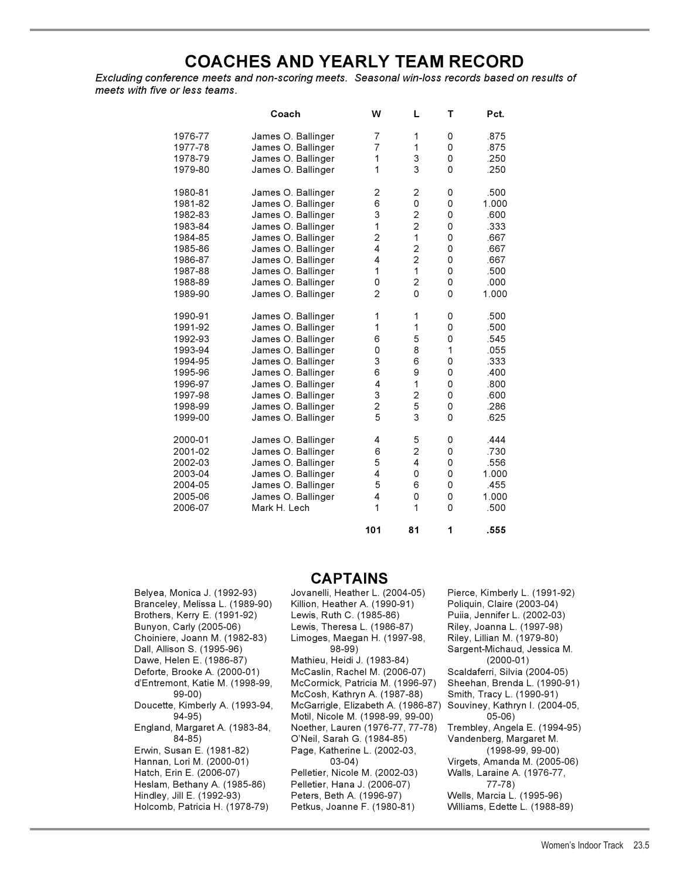# COACHES AND YEARLY TEAM RECORD

*Excluding conference meets and non-scoring meets. Seasonal win-loss records based on results of meets with five or less teams.*

| | Coach | W | L | T | Pct. |
|---|---|---|---|---|---|
| 1976-77 | James O. Ballinger | 7 | 1 | 0 | .875 |
| 1977-78 | James O. Ballinger | 7 | 1 | 0 | .875 |
| 1978-79 | James O. Ballinger | 1 | 3 | 0 | .250 |
| 1979-80 | James O. Ballinger | 1 | 3 | 0 | .250 |
| 1980-81 | James O. Ballinger | 2 | 2 | 0 | .500 |
| 1981-82 | James O. Ballinger | 6 | 0 | 0 | 1.000 |
| 1982-83 | James O. Ballinger | 3 | 2 | 0 | .600 |
| 1983-84 | James O. Ballinger | 1 | 2 | 0 | .333 |
| 1984-85 | James O. Ballinger | 2 | 1 | 0 | .667 |
| 1985-86 | James O. Ballinger | 4 | 2 | 0 | .667 |
| 1986-87 | James O. Ballinger | 4 | 2 | 0 | .667 |
| 1987-88 | James O. Ballinger | 1 | 1 | 0 | .500 |
| 1988-89 | James O. Ballinger | 0 | 2 | 0 | .000 |
| 1989-90 | James O. Ballinger | 2 | 0 | 0 | 1.000 |
| 1990-91 | James O. Ballinger | 1 | 1 | 0 | .500 |
| 1991-92 | James O. Ballinger | 1 | 1 | 0 | .500 |
| 1992-93 | James O. Ballinger | 6 | 5 | 0 | .545 |
| 1993-94 | James O. Ballinger | 0 | 8 | 1 | .055 |
| 1994-95 | James O. Ballinger | 3 | 6 | 0 | .333 |
| 1995-96 | James O. Ballinger | 6 | 9 | 0 | .400 |
| 1996-97 | James O. Ballinger | 4 | 1 | 0 | .800 |
| 1997-98 | James O. Ballinger | 3 | 2 | 0 | .600 |
| 1998-99 | James O. Ballinger | 2 | 5 | 0 | .286 |
| 1999-00 | James O. Ballinger | 5 | 3 | 0 | .625 |
| 2000-01 | James O. Ballinger | 4 | 5 | 0 | .444 |
| 2001-02 | James O. Ballinger | 6 | 2 | 0 | .730 |
| 2002-03 | James O. Ballinger | 5 | 4 | 0 | .556 |
| 2003-04 | James O. Ballinger | 4 | 0 | 0 | 1.000 |
| 2004-05 | James O. Ballinger | 5 | 6 | 0 | .455 |
| 2005-06 | James O. Ballinger | 4 | 0 | 0 | 1.000 |
| 2006-07 | Mark H. Lech | 1 | 1 | 0 | .500 |
| | | **101** | **81** | **1** | **.555** |

## CAPTAINS

Belyea, Monica J. (1992-93)
Branceley, Melissa L. (1989-90)
Brothers, Kerry E. (1991-92)
Bunyon, Carly (2005-06)
Choiniere, Joann M. (1982-83)
Dall, Allison S. (1995-96)
Dawe, Helen E. (1986-87)
Deforte, Brooke A. (2000-01)
d'Entremont, Katie M. (1998-99, 99-00)
Doucette, Kimberly A. (1993-94, 94-95)
England, Margaret A. (1983-84, 84-85)
Erwin, Susan E. (1981-82)
Hannan, Lori M. (2000-01)
Hatch, Erin E. (2006-07)
Heslam, Bethany A. (1985-86)
Hindley, Jill E. (1992-93)
Holcomb, Patricia H. (1978-79)
Jovanelli, Heather L. (2004-05)
Killion, Heather A. (1990-91)
Lewis, Ruth C. (1985-86)
Lewis, Theresa L. (1986-87)
Limoges, Maegan H. (1997-98, 98-99)
Mathieu, Heidi J. (1983-84)
McCaslin, Rachel M. (2006-07)
McCormick, Patricia M. (1996-97)
McCosh, Kathryn A. (1987-88)
McGarrigle, Elizabeth A. (1986-87)
Motil, Nicole M. (1998-99, 99-00)
Noether, Lauren (1976-77, 77-78)
O'Neil, Sarah G. (1984-85)
Page, Katherine L. (2002-03, 03-04)
Pelletier, Nicole M. (2002-03)
Pelletier, Hana J. (2006-07)
Peters, Beth A. (1996-97)
Petkus, Joanne F. (1980-81)
Pierce, Kimberly L. (1991-92)
Poliquin, Claire (2003-04)
Puiia, Jennifer L. (2002-03)
Riley, Joanna L. (1997-98)
Riley, Lillian M. (1979-80)
Sargent-Michaud, Jessica M. (2000-01)
Scaldaferri, Silvia (2004-05)
Sheehan, Brenda L. (1990-91)
Smith, Tracy L. (1990-91)
Souviney, Kathryn I. (2004-05, 05-06)
Trembley, Angela E. (1994-95)
Vandenberg, Margaret M. (1998-99, 99-00)
Virgets, Amanda M. (2005-06)
Walls, Laraine A. (1976-77, 77-78)
Wells, Marcia L. (1995-96)
Williams, Edette L. (1988-89)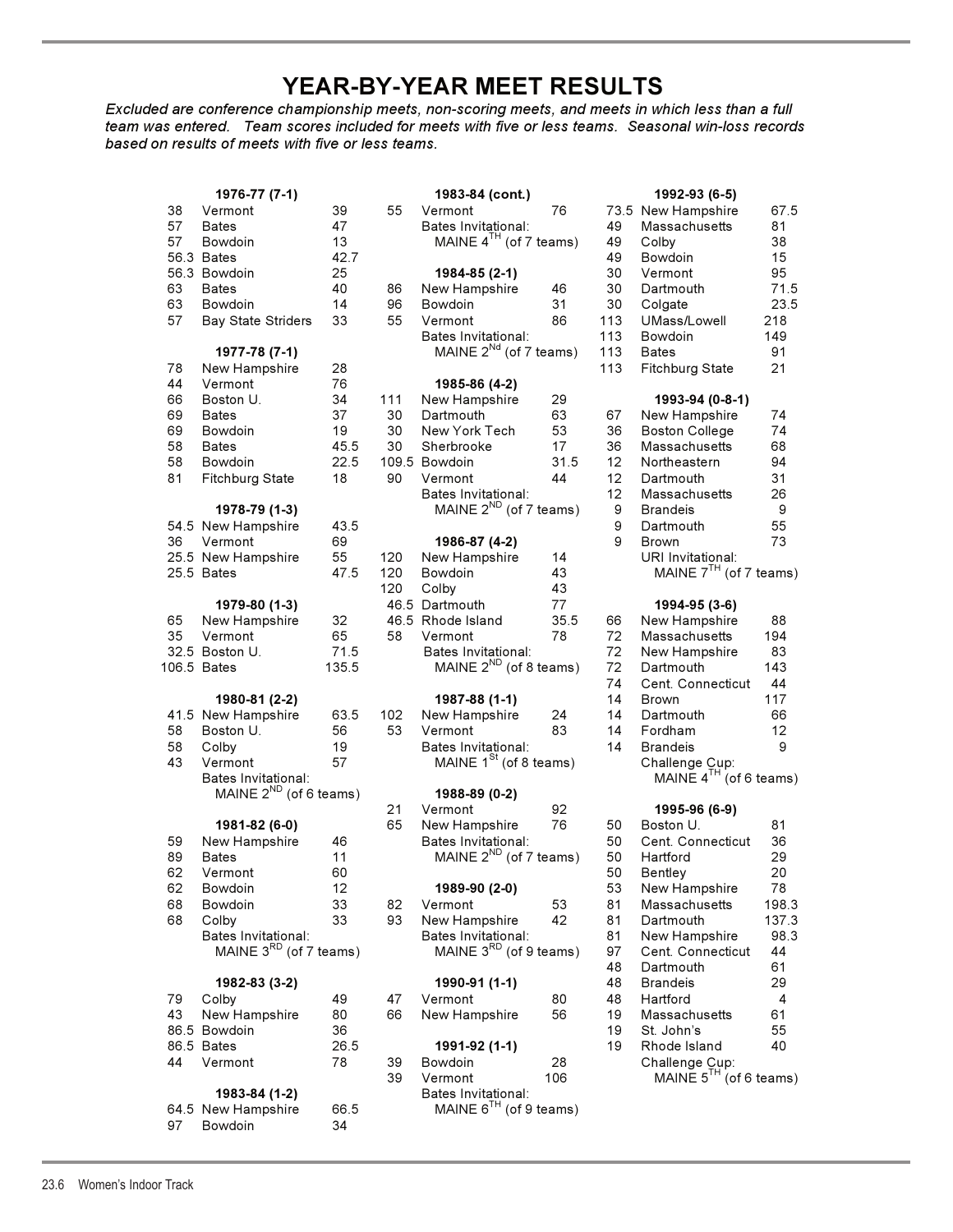# YEAR-BY-YEAR MEET RESULTS

*Excluded are conference championship meets, non-scoring meets, and meets in which less than a full team was entered. Team scores included for meets with five or less teams. Seasonal win-loss records based on results of meets with five or less teams.*

**1976-77 (7-1)**

| | | |
|---|---|---|
| 38 | Vermont | 39 |
| 57 | Bates | 47 |
| 57 | Bowdoin | 13 |
| 56.3 | Bates | 42.7 |
| 56.3 | Bowdoin | 25 |
| 63 | Bates | 40 |
| 63 | Bowdoin | 14 |
| 57 | Bay State Striders | 33 |

**1977-78 (7-1)**

| | | |
|---|---|---|
| 78 | New Hampshire | 28 |
| 44 | Vermont | 76 |
| 66 | Boston U. | 34 |
| 69 | Bates | 37 |
| 69 | Bowdoin | 19 |
| 58 | Bates | 45.5 |
| 58 | Bowdoin | 22.5 |
| 81 | Fitchburg State | 18 |

**1978-79 (1-3)**

| | | |
|---|---|---|
| 54.5 | New Hampshire | 43.5 |
| 36 | Vermont | 69 |
| 25.5 | New Hampshire | 55 |
| 25.5 | Bates | 47.5 |

**1979-80 (1-3)**

| | | |
|---|---|---|
| 65 | New Hampshire | 32 |
| 35 | Vermont | 65 |
| 32.5 | Boston U. | 71.5 |
| 106.5 | Bates | 135.5 |

**1980-81 (2-2)**

| | | |
|---|---|---|
| 41.5 | New Hampshire | 63.5 |
| 58 | Boston U. | 56 |
| 58 | Colby | 19 |
| 43 | Vermont | 57 |

Bates Invitational: MAINE 2ND (of 6 teams)

**1981-82 (6-0)**

| | | |
|---|---|---|
| 59 | New Hampshire | 46 |
| 89 | Bates | 11 |
| 62 | Vermont | 60 |
| 62 | Bowdoin | 12 |
| 68 | Bowdoin | 33 |
| 68 | Colby | 33 |

Bates Invitational: MAINE 3RD (of 7 teams)

**1982-83 (3-2)**

| | | |
|---|---|---|
| 79 | Colby | 49 |
| 43 | New Hampshire | 80 |
| 86.5 | Bowdoin | 36 |
| 86.5 | Bates | 26.5 |
| 44 | Vermont | 78 |

**1983-84 (1-2)**

| | | |
|---|---|---|
| 64.5 | New Hampshire | 66.5 |
| 97 | Bowdoin | 34 |

**1983-84 (cont.)**

| | | |
|---|---|---|
| 55 | Vermont | 76 |

Bates Invitational: MAINE 4TH (of 7 teams)

**1984-85 (2-1)**

| | | |
|---|---|---|
| 86 | New Hampshire | 46 |
| 96 | Bowdoin | 31 |
| 55 | Vermont | 86 |

Bates Invitational: MAINE 2Nd (of 7 teams)

**1985-86 (4-2)**

| | | |
|---|---|---|
| 111 | New Hampshire | 29 |
| 30 | Dartmouth | 63 |
| 30 | New York Tech | 53 |
| 30 | Sherbrooke | 17 |
| 109.5 | Bowdoin | 31.5 |
| 90 | Vermont | 44 |

Bates Invitational: MAINE 2ND (of 7 teams)

**1986-87 (4-2)**

| | | |
|---|---|---|
| 120 | New Hampshire | 14 |
| 120 | Bowdoin | 43 |
| 120 | Colby | 43 |
| 46.5 | Dartmouth | 77 |
| 46.5 | Rhode Island | 35.5 |
| 58 | Vermont | 78 |

Bates Invitational: MAINE 2ND (of 8 teams)

**1987-88 (1-1)**

| | | |
|---|---|---|
| 102 | New Hampshire | 24 |
| 53 | Vermont | 83 |

Bates Invitational: MAINE 1St (of 8 teams)

**1988-89 (0-2)**

| | | |
|---|---|---|
| 21 | Vermont | 92 |
| 65 | New Hampshire | 76 |

Bates Invitational: MAINE 2ND (of 7 teams)

**1989-90 (2-0)**

| | | |
|---|---|---|
| 82 | Vermont | 53 |
| 93 | New Hampshire | 42 |

Bates Invitational: MAINE 3RD (of 9 teams)

**1990-91 (1-1)**

| | | |
|---|---|---|
| 47 | Vermont | 80 |
| 66 | New Hampshire | 56 |

**1991-92 (1-1)**

| | | |
|---|---|---|
| 39 | Bowdoin | 28 |
| 39 | Vermont | 106 |

Bates Invitational: MAINE 6TH (of 9 teams)

**1992-93 (6-5)**

| | | |
|---|---|---|
| 73.5 | New Hampshire | 67.5 |
| 49 | Massachusetts | 81 |
| 49 | Colby | 38 |
| 49 | Bowdoin | 15 |
| 30 | Vermont | 95 |
| 30 | Dartmouth | 71.5 |
| 30 | Colgate | 23.5 |
| 113 | UMass/Lowell | 218 |
| 113 | Bowdoin | 149 |
| 113 | Bates | 91 |
| 113 | Fitchburg State | 21 |

**1993-94 (0-8-1)**

| | | |
|---|---|---|
| 67 | New Hampshire | 74 |
| 36 | Boston College | 74 |
| 36 | Massachusetts | 68 |
| 12 | Northeastern | 94 |
| 12 | Dartmouth | 31 |
| 12 | Massachusetts | 26 |
| 9 | Brandeis | 9 |
| 9 | Dartmouth | 55 |
| 9 | Brown | 73 |

URI Invitational: MAINE 7TH (of 7 teams)

**1994-95 (3-6)**

| | | |
|---|---|---|
| 66 | New Hampshire | 88 |
| 72 | Massachusetts | 194 |
| 72 | New Hampshire | 83 |
| 72 | Dartmouth | 143 |
| 74 | Cent. Connecticut | 44 |
| 14 | Brown | 117 |
| 14 | Dartmouth | 66 |
| 14 | Fordham | 12 |
| 14 | Brandeis | 9 |

Challenge Cup: MAINE 4TH (of 6 teams)

**1995-96 (6-9)**

| | | |
|---|---|---|
| 50 | Boston U. | 81 |
| 50 | Cent. Connecticut | 36 |
| 50 | Hartford | 29 |
| 50 | Bentley | 20 |
| 53 | New Hampshire | 78 |
| 81 | Massachusetts | 198.3 |
| 81 | Dartmouth | 137.3 |
| 81 | New Hampshire | 98.3 |
| 97 | Cent. Connecticut | 44 |
| 48 | Dartmouth | 61 |
| 48 | Brandeis | 29 |
| 48 | Hartford | 4 |
| 19 | Massachusetts | 61 |
| 19 | St. John's | 55 |
| 19 | Rhode Island | 40 |

Challenge Cup: MAINE 5TH (of 6 teams)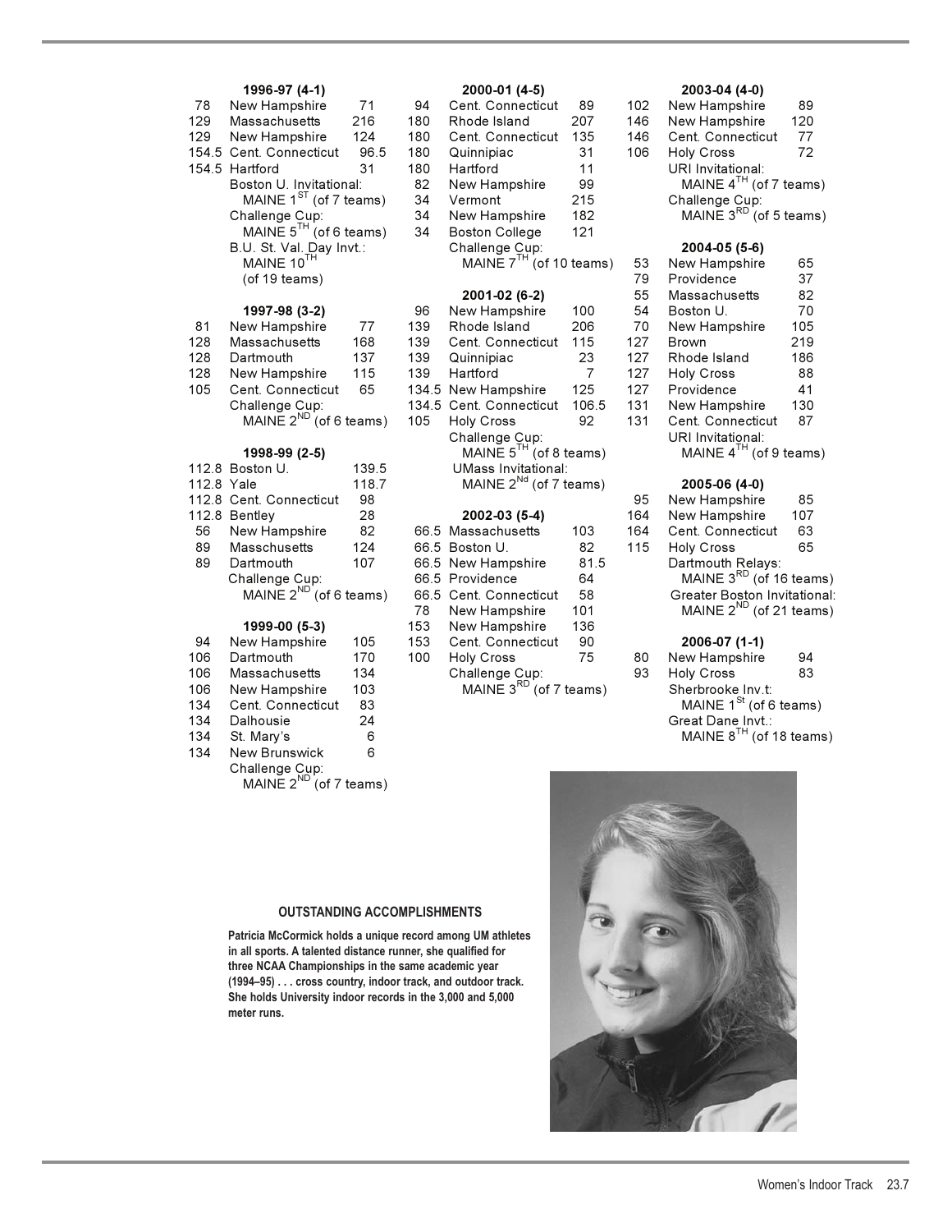**1996-97 (4-1)**

| | | |
|---|---|---|
| 78 | New Hampshire | 71 |
| 129 | Massachusetts | 216 |
| 129 | New Hampshire | 124 |
| 154.5 | Cent. Connecticut | 96.5 |
| 154.5 | Hartford | 31 |

Boston U. Invitational: MAINE 1ST (of 7 teams)
Challenge Cup: MAINE 5TH (of 6 teams)
B.U. St. Val. Day Invt.: MAINE 10TH (of 19 teams)

**1997-98 (3-2)**

| | | |
|---|---|---|
| 81 | New Hampshire | 77 |
| 128 | Massachusetts | 168 |
| 128 | Dartmouth | 137 |
| 128 | New Hampshire | 115 |
| 105 | Cent. Connecticut | 65 |

Challenge Cup: MAINE 2ND (of 6 teams)

**1998-99 (2-5)**

| | | |
|---|---|---|
| 112.8 | Boston U. | 139.5 |
| 112.8 | Yale | 118.7 |
| 112.8 | Cent. Connecticut | 98 |
| 112.8 | Bentley | 28 |
| 56 | New Hampshire | 82 |
| 89 | Masschusetts | 124 |
| 89 | Dartmouth | 107 |

Challenge Cup: MAINE 2ND (of 6 teams)

**1999-00 (5-3)**

| | | |
|---|---|---|
| 94 | New Hampshire | 105 |
| 106 | Dartmouth | 170 |
| 106 | Massachusetts | 134 |
| 106 | New Hampshire | 103 |
| 134 | Cent. Connecticut | 83 |
| 134 | Dalhousie | 24 |
| 134 | St. Mary's | 6 |
| 134 | New Brunswick | 6 |

Challenge Cup: MAINE 2ND (of 7 teams)

**2000-01 (4-5)**

| | | |
|---|---|---|
| 94 | Cent. Connecticut | 89 |
| 180 | Rhode Island | 207 |
| 180 | Cent. Connecticut | 135 |
| 180 | Quinnipiac | 31 |
| 180 | Hartford | 11 |
| 82 | New Hampshire | 99 |
| 34 | Vermont | 215 |
| 34 | New Hampshire | 182 |
| 34 | Boston College | 121 |

Challenge Cup: MAINE 7TH (of 10 teams)

**2001-02 (6-2)**

| | | |
|---|---|---|
| 96 | New Hampshire | 100 |
| 139 | Rhode Island | 206 |
| 139 | Cent. Connecticut | 115 |
| 139 | Quinnipiac | 23 |
| 139 | Hartford | 7 |
| 134.5 | New Hampshire | 125 |
| 134.5 | Cent. Connecticut | 106.5 |
| 105 | Holy Cross | 92 |

Challenge Cup: MAINE 5TH (of 8 teams)
UMass Invitational: MAINE 2Nd (of 7 teams)

**2002-03 (5-4)**

| | | |
|---|---|---|
| 66.5 | Massachusetts | 103 |
| 66.5 | Boston U. | 82 |
| 66.5 | New Hampshire | 81.5 |
| 66.5 | Providence | 64 |
| 66.5 | Cent. Connecticut | 58 |
| 78 | New Hampshire | 101 |
| 153 | New Hampshire | 136 |
| 153 | Cent. Connecticut | 90 |
| 100 | Holy Cross | 75 |

Challenge Cup: MAINE 3RD (of 7 teams)

**2003-04 (4-0)**

| | | |
|---|---|---|
| 102 | New Hampshire | 89 |
| 146 | New Hampshire | 120 |
| 146 | Cent. Connecticut | 77 |
| 106 | Holy Cross | 72 |

URI Invitational: MAINE 4TH (of 7 teams)
Challenge Cup: MAINE 3RD (of 5 teams)

**2004-05 (5-6)**

| | | |
|---|---|---|
| 53 | New Hampshire | 65 |
| 79 | Providence | 37 |
| 55 | Massachusetts | 82 |
| 54 | Boston U. | 70 |
| 70 | New Hampshire | 105 |
| 127 | Brown | 219 |
| 127 | Rhode Island | 186 |
| 127 | Holy Cross | 88 |
| 127 | Providence | 41 |
| 131 | New Hampshire | 130 |
| 131 | Cent. Connecticut | 87 |

URI Invitational: MAINE 4TH (of 9 teams)

**2005-06 (4-0)**

| | | |
|---|---|---|
| 95 | New Hampshire | 85 |
| 164 | New Hampshire | 107 |
| 164 | Cent. Connecticut | 63 |
| 115 | Holy Cross | 65 |

Dartmouth Relays: MAINE 3RD (of 16 teams)
Greater Boston Invitational: MAINE 2ND (of 21 teams)

**2006-07 (1-1)**

| | | |
|---|---|---|
| 80 | New Hampshire | 94 |
| 93 | Holy Cross | 83 |

Sherbrooke Inv.t: MAINE 1St (of 6 teams)
Great Dane Invt.: MAINE 8TH (of 18 teams)

**OUTSTANDING ACCOMPLISHMENTS**

**Patricia McCormick holds a unique record among UM athletes in all sports. A talented distance runner, she qualified for three NCAA Championships in the same academic year (1994–95) . . . cross country, indoor track, and outdoor track. She holds University indoor records in the 3,000 and 5,000 meter runs.**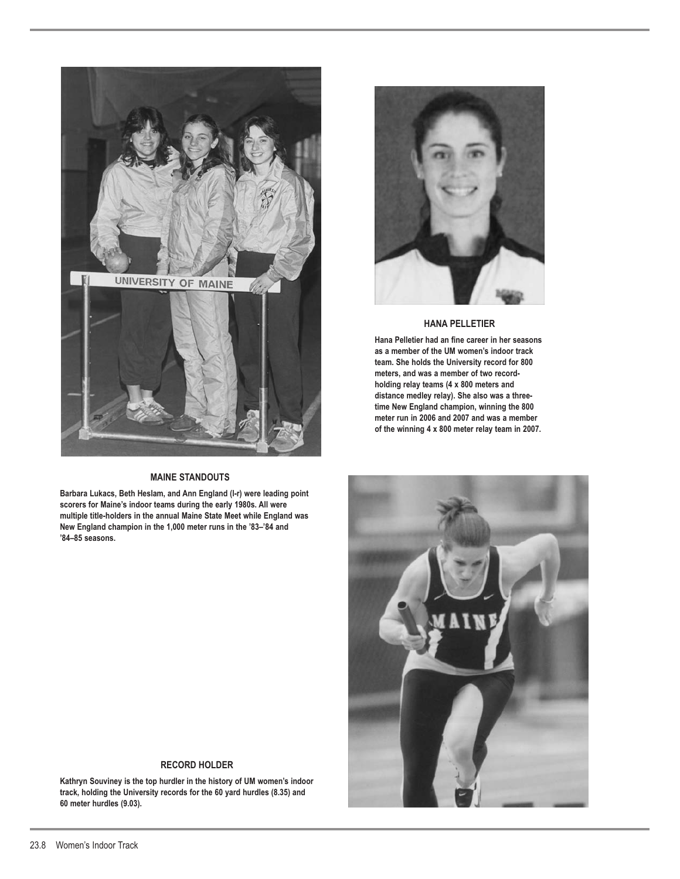### HANA PELLETIER

Hana Pelletier had an fine career in her seasons as a member of the UM women's indoor track team. She holds the University record for 800 meters, and was a member of two record-holding relay teams (4 x 800 meters and distance medley relay). She also was a three-time New England champion, winning the 800 meter run in 2006 and 2007 and was a member of the winning 4 x 800 meter relay team in 2007.

### MAINE STANDOUTS

Barbara Lukacs, Beth Heslam, and Ann England (l-r) were leading point scorers for Maine's indoor teams during the early 1980s. All were multiple title-holders in the annual Maine State Meet while England was New England champion in the 1,000 meter runs in the '83–'84 and '84–85 seasons.

### RECORD HOLDER

Kathryn Souviney is the top hurdler in the history of UM women's indoor track, holding the University records for the 60 yard hurdles (8.35) and 60 meter hurdles (9.03).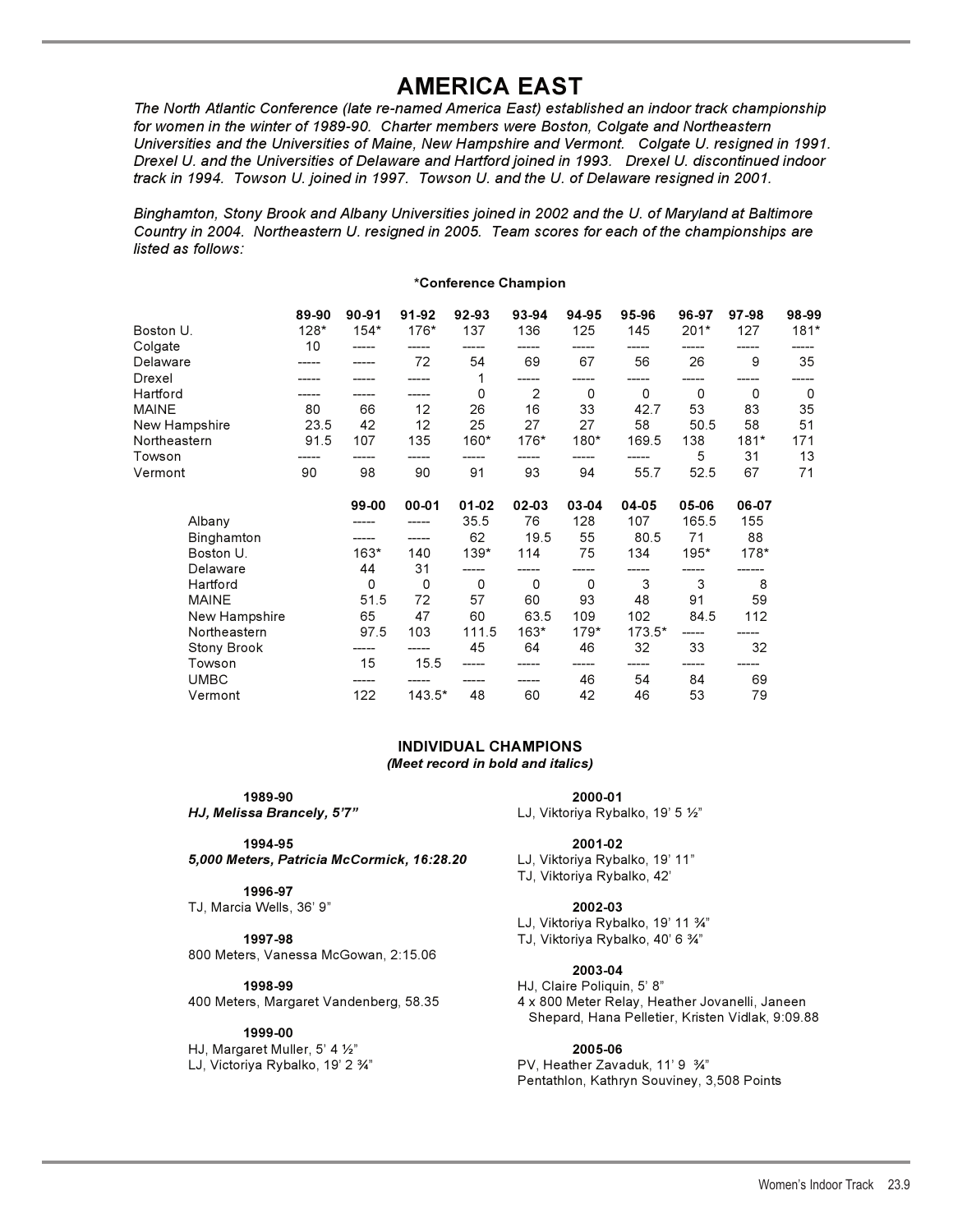# AMERICA EAST

*The North Atlantic Conference (late re-named America East) established an indoor track championship for women in the winter of 1989-90. Charter members were Boston, Colgate and Northeastern Universities and the Universities of Maine, New Hampshire and Vermont. Colgate U. resigned in 1991. Drexel U. and the Universities of Delaware and Hartford joined in 1993. Drexel U. discontinued indoor track in 1994. Towson U. joined in 1997. Towson U. and the U. of Delaware resigned in 2001.*

*Binghamton, Stony Brook and Albany Universities joined in 2002 and the U. of Maryland at Baltimore Country in 2004. Northeastern U. resigned in 2005. Team scores for each of the championships are listed as follows:*

**\*Conference Champion**

| | 89-90 | 90-91 | 91-92 | 92-93 | 93-94 | 94-95 | 95-96 | 96-97 | 97-98 | 98-99 |
|---|---|---|---|---|---|---|---|---|---|---|
| Boston U. | 128* | 154* | 176* | 137 | 136 | 125 | 145 | 201* | 127 | 181* |
| Colgate | 10 | ----- | ----- | ----- | ----- | ----- | ----- | ----- | ----- | ----- |
| Delaware | ----- | ----- | 72 | 54 | 69 | 67 | 56 | 26 | 9 | 35 |
| Drexel | ----- | ----- | ----- | 1 | ----- | ----- | ----- | ----- | ----- | ----- |
| Hartford | ----- | ----- | ----- | 0 | 2 | 0 | 0 | 0 | 0 | 0 |
| MAINE | 80 | 66 | 12 | 26 | 16 | 33 | 42.7 | 53 | 83 | 35 |
| New Hampshire | 23.5 | 42 | 12 | 25 | 27 | 27 | 58 | 50.5 | 58 | 51 |
| Northeastern | 91.5 | 107 | 135 | 160* | 176* | 180* | 169.5 | 138 | 181* | 171 |
| Towson | ----- | ----- | ----- | ----- | ----- | ----- | ----- | 5 | 31 | 13 |
| Vermont | 90 | 98 | 90 | 91 | 93 | 94 | 55.7 | 52.5 | 67 | 71 |

| | 99-00 | 00-01 | 01-02 | 02-03 | 03-04 | 04-05 | 05-06 | 06-07 |
|---|---|---|---|---|---|---|---|---|
| Albany | ----- | ----- | 35.5 | 76 | 128 | 107 | 165.5 | 155 |
| Binghamton | ----- | ----- | 62 | 19.5 | 55 | 80.5 | 71 | 88 |
| Boston U. | 163* | 140 | 139* | 114 | 75 | 134 | 195* | 178* |
| Delaware | 44 | 31 | ----- | ----- | ----- | ----- | ----- | ------ |
| Hartford | 0 | 0 | 0 | 0 | 0 | 3 | 3 | 8 |
| MAINE | 51.5 | 72 | 57 | 60 | 93 | 48 | 91 | 59 |
| New Hampshire | 65 | 47 | 60 | 63.5 | 109 | 102 | 84.5 | 112 |
| Northeastern | 97.5 | 103 | 111.5 | 163* | 179* | 173.5* | ----- | ----- |
| Stony Brook | ----- | ----- | 45 | 64 | 46 | 32 | 33 | 32 |
| Towson | 15 | 15.5 | ----- | ----- | ----- | ----- | ----- | ----- |
| UMBC | ----- | ----- | ----- | ----- | 46 | 54 | 84 | 69 |
| Vermont | 122 | 143.5* | 48 | 60 | 42 | 46 | 53 | 79 |

## INDIVIDUAL CHAMPIONS

*(Meet record in bold and italics)*

**1989-90**
***HJ, Melissa Brancely, 5'7"***

**1994-95**
***5,000 Meters, Patricia McCormick, 16:28.20***

**1996-97**
TJ, Marcia Wells, 36' 9"

**1997-98**
800 Meters, Vanessa McGowan, 2:15.06

**1998-99**
400 Meters, Margaret Vandenberg, 58.35

**1999-00**
HJ, Margaret Muller, 5' 4 ½"
LJ, Victoriya Rybalko, 19' 2 ¾"

**2000-01**
LJ, Viktoriya Rybalko, 19' 5 ½"

**2001-02**
LJ, Viktoriya Rybalko, 19' 11"
TJ, Viktoriya Rybalko, 42'

**2002-03**
LJ, Viktoriya Rybalko, 19' 11 ¾"
TJ, Viktoriya Rybalko, 40' 6 ¾"

**2003-04**
HJ, Claire Poliquin, 5' 8"
4 x 800 Meter Relay, Heather Jovanelli, Janeen Shepard, Hana Pelletier, Kristen Vidlak, 9:09.88

**2005-06**
PV, Heather Zavaduk, 11' 9 ¾"
Pentathlon, Kathryn Souviney, 3,508 Points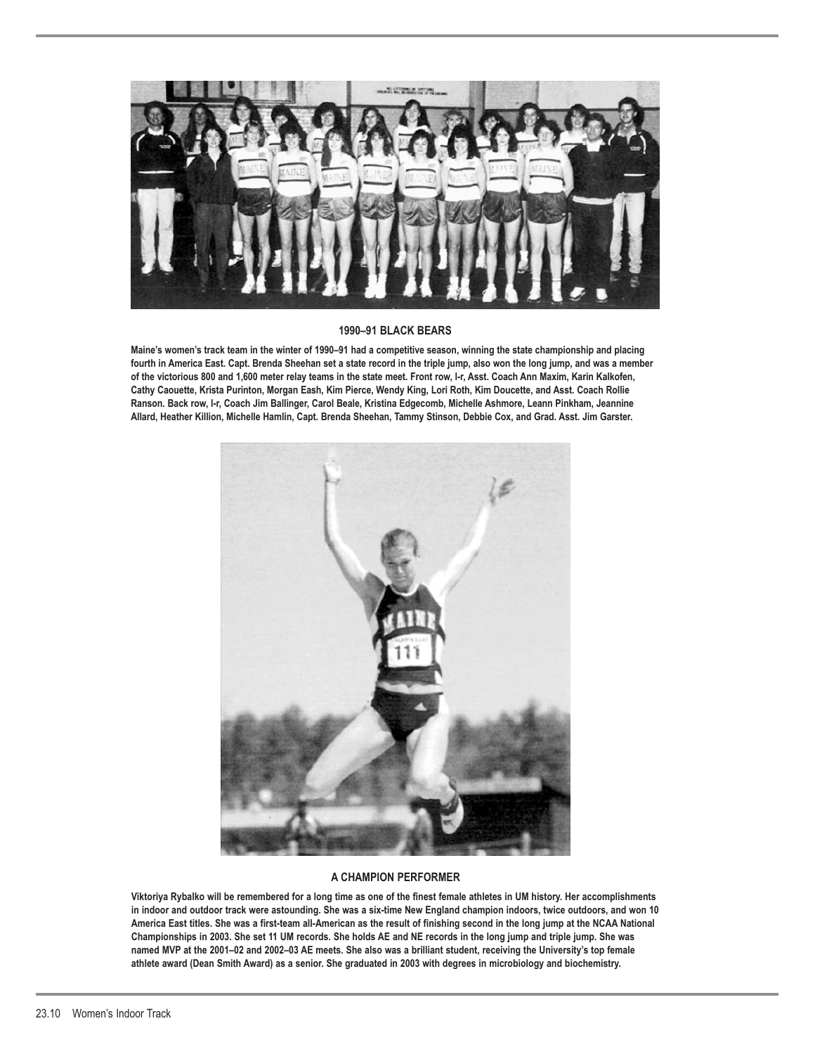### 1990–91 BLACK BEARS

**Maine's women's track team in the winter of 1990–91 had a competitive season, winning the state championship and placing fourth in America East. Capt. Brenda Sheehan set a state record in the triple jump, also won the long jump, and was a member of the victorious 800 and 1,600 meter relay teams in the state meet. Front row, l-r, Asst. Coach Ann Maxim, Karin Kalkofen, Cathy Caouette, Krista Purinton, Morgan Eash, Kim Pierce, Wendy King, Lori Roth, Kim Doucette, and Asst. Coach Rollie Ranson. Back row, l-r, Coach Jim Ballinger, Carol Beale, Kristina Edgecomb, Michelle Ashmore, Leann Pinkham, Jeannine Allard, Heather Killion, Michelle Hamlin, Capt. Brenda Sheehan, Tammy Stinson, Debbie Cox, and Grad. Asst. Jim Garster.**

### A CHAMPION PERFORMER

**Viktoriya Rybalko will be remembered for a long time as one of the finest female athletes in UM history. Her accomplishments in indoor and outdoor track were astounding. She was a six-time New England champion indoors, twice outdoors, and won 10 America East titles. She was a first-team all-American as the result of finishing second in the long jump at the NCAA National Championships in 2003. She set 11 UM records. She holds AE and NE records in the long jump and triple jump. She was named MVP at the 2001–02 and 2002–03 AE meets. She also was a brilliant student, receiving the University's top female athlete award (Dean Smith Award) as a senior. She graduated in 2003 with degrees in microbiology and biochemistry.**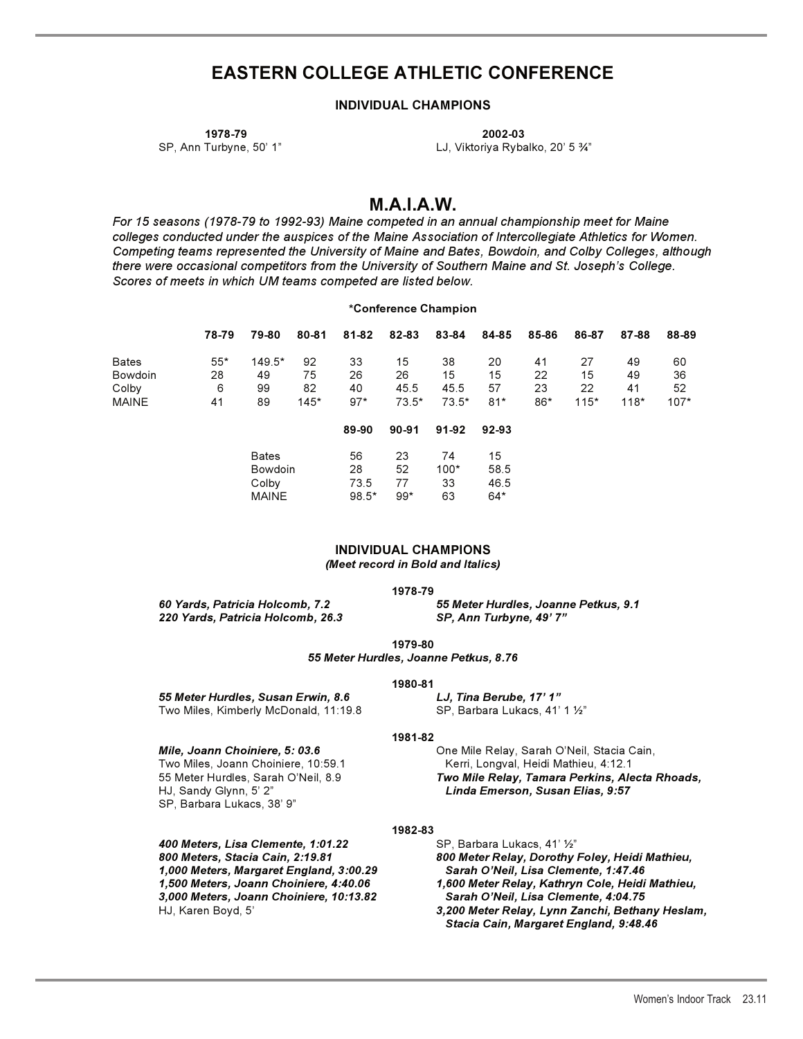# EASTERN COLLEGE ATHLETIC CONFERENCE

### INDIVIDUAL CHAMPIONS

**1978-79**
SP, Ann Turbyne, 50' 1"

**2002-03**
LJ, Viktoriya Rybalko, 20' 5 ¾"

# M.A.I.A.W.

*For 15 seasons (1978-79 to 1992-93) Maine competed in an annual championship meet for Maine colleges conducted under the auspices of the Maine Association of Intercollegiate Athletics for Women. Competing teams represented the University of Maine and Bates, Bowdoin, and Colby Colleges, although there were occasional competitors from the University of Southern Maine and St. Joseph's College. Scores of meets in which UM teams competed are listed below.*

**\*Conference Champion**

| | 78-79 | 79-80 | 80-81 | 81-82 | 82-83 | 83-84 | 84-85 | 85-86 | 86-87 | 87-88 | 88-89 |
|---|---|---|---|---|---|---|---|---|---|---|---|
| Bates | 55* | 149.5* | 92 | 33 | 15 | 38 | 20 | 41 | 27 | 49 | 60 |
| Bowdoin | 28 | 49 | 75 | 26 | 26 | 15 | 15 | 22 | 15 | 49 | 36 |
| Colby | 6 | 99 | 82 | 40 | 45.5 | 45.5 | 57 | 23 | 22 | 41 | 52 |
| MAINE | 41 | 89 | 145* | 97* | 73.5* | 73.5* | 81* | 86* | 115* | 118* | 107* |

| | 89-90 | 90-91 | 91-92 | 92-93 |
|---|---|---|---|---|
| Bates | 56 | 23 | 74 | 15 |
| Bowdoin | 28 | 52 | 100* | 58.5 |
| Colby | 73.5 | 77 | 33 | 46.5 |
| MAINE | 98.5* | 99* | 63 | 64* |

### INDIVIDUAL CHAMPIONS

*(Meet record in Bold and Italics)*

**1978-79**

***60 Yards, Patricia Holcomb, 7.2***
***220 Yards, Patricia Holcomb, 26.3***
***55 Meter Hurdles, Joanne Petkus, 9.1***
***SP, Ann Turbyne, 49' 7"***

**1979-80**

***55 Meter Hurdles, Joanne Petkus, 8.76***

**1980-81**

***55 Meter Hurdles, Susan Erwin, 8.6***
Two Miles, Kimberly McDonald, 11:19.8
***LJ, Tina Berube, 17' 1"***
SP, Barbara Lukacs, 41' 1 ½"

**1981-82**

***Mile, Joann Choiniere, 5: 03.6***
Two Miles, Joann Choiniere, 10:59.1
55 Meter Hurdles, Sarah O'Neil, 8.9
HJ, Sandy Glynn, 5' 2"
SP, Barbara Lukacs, 38' 9"
One Mile Relay, Sarah O'Neil, Stacia Cain, Kerri, Longval, Heidi Mathieu, 4:12.1
***Two Mile Relay, Tamara Perkins, Alecta Rhoads, Linda Emerson, Susan Elias, 9:57***

**1982-83**

***400 Meters, Lisa Clemente, 1:01.22***
***800 Meters, Stacia Cain, 2:19.81***
***1,000 Meters, Margaret England, 3:00.29***
***1,500 Meters, Joann Choiniere, 4:40.06***
***3,000 Meters, Joann Choiniere, 10:13.82***
HJ, Karen Boyd, 5'
SP, Barbara Lukacs, 41' ½"
***800 Meter Relay, Dorothy Foley, Heidi Mathieu, Sarah O'Neil, Lisa Clemente, 1:47.46***
***1,600 Meter Relay, Kathryn Cole, Heidi Mathieu, Sarah O'Neil, Lisa Clemente, 4:04.75***
***3,200 Meter Relay, Lynn Zanchi, Bethany Heslam, Stacia Cain, Margaret England, 9:48.46***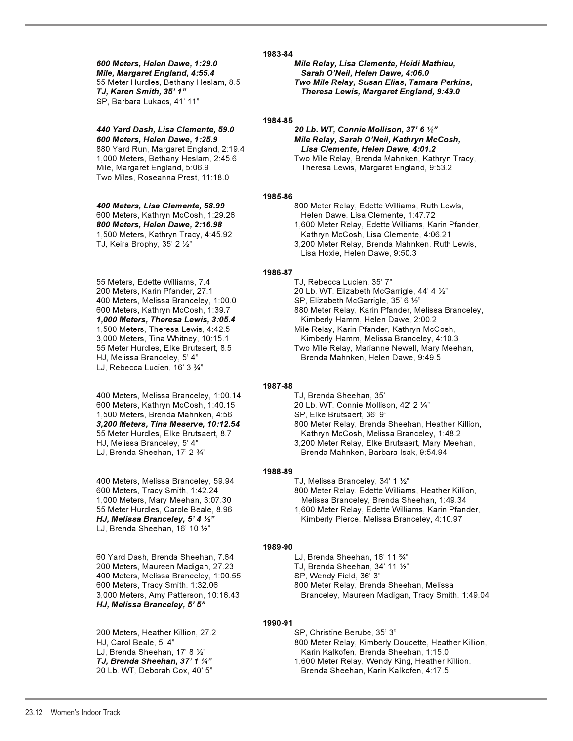### 1983-84

***600 Meters, Helen Dawe, 1:29.0***
***Mile, Margaret England, 4:55.4***
55 Meter Hurdles, Bethany Heslam, 8.5
***TJ, Karen Smith, 35’ 1”***
SP, Barbara Lukacs, 41’ 11”
***Mile Relay, Lisa Clemente, Heidi Mathieu, Sarah O’Neil, Helen Dawe, 4:06.0***
***Two Mile Relay, Susan Elias, Tamara Perkins, Theresa Lewis, Margaret England, 9:49.0***

### 1984-85

***440 Yard Dash, Lisa Clemente, 59.0***
***600 Meters, Helen Dawe, 1:25.9***
880 Yard Run, Margaret England, 2:19.4
1,000 Meters, Bethany Heslam, 2:45.6
Mile, Margaret England, 5:06.9
Two Miles, Roseanna Prest, 11:18.0
***20 Lb. WT, Connie Mollison, 37’ 6 ½”***
***Mile Relay, Sarah O’Neil, Kathryn McCosh, Lisa Clemente, Helen Dawe, 4:01.2***
Two Mile Relay, Brenda Mahnken, Kathryn Tracy, Theresa Lewis, Margaret England, 9:53.2

### 1985-86

***400 Meters, Lisa Clemente, 58.99***
600 Meters, Kathryn McCosh, 1:29.26
***800 Meters, Helen Dawe, 2:16.98***
1,500 Meters, Kathryn Tracy, 4:45.92
TJ, Keira Brophy, 35’ 2 ½”
800 Meter Relay, Edette Williams, Ruth Lewis, Helen Dawe, Lisa Clemente, 1:47.72
1,600 Meter Relay, Edette Williams, Karin Pfander, Kathryn McCosh, Lisa Clemente, 4:06.21
3,200 Meter Relay, Brenda Mahnken, Ruth Lewis, Lisa Hoxie, Helen Dawe, 9:50.3

### 1986-87

55 Meters, Edette Williams, 7.4
200 Meters, Karin Pfander, 27.1
400 Meters, Melissa Branceley, 1:00.0
600 Meters, Kathryn McCosh, 1:39.7
***1,000 Meters, Theresa Lewis, 3:05.4***
1,500 Meters, Theresa Lewis, 4:42.5
3,000 Meters, Tina Whitney, 10:15.1
55 Meter Hurdles, Elke Brutsaert, 8.5
HJ, Melissa Branceley, 5’ 4”
LJ, Rebecca Lucien, 16’ 3 ¾”
TJ, Rebecca Lucien, 35’ 7”
20 Lb. WT, Elizabeth McGarrigle, 44’ 4 ½”
SP, Elizabeth McGarrigle, 35’ 6 ½”
880 Meter Relay, Karin Pfander, Melissa Branceley, Kimberly Hamm, Helen Dawe, 2:00.2
Mile Relay, Karin Pfander, Kathryn McCosh, Kimberly Hamm, Melissa Branceley, 4:10.3
Two Mile Relay, Marianne Newell, Mary Meehan, Brenda Mahnken, Helen Dawe, 9:49.5

### 1987-88

400 Meters, Melissa Branceley, 1:00.14
600 Meters, Kathryn McCosh, 1:40.15
1,500 Meters, Brenda Mahnken, 4:56
***3,200 Meters, Tina Meserve, 10:12.54***
55 Meter Hurdles, Elke Brutsaert, 8.7
HJ, Melissa Branceley, 5’ 4”
LJ, Brenda Sheehan, 17’ 2 ¾”
TJ, Brenda Sheehan, 35’
20 Lb. WT, Connie Mollison, 42’ 2 ¼”
SP, Elke Brutsaert, 36’ 9”
800 Meter Relay, Brenda Sheehan, Heather Killion, Kathryn McCosh, Melissa Branceley, 1:48.2
3,200 Meter Relay, Elke Brutsaert, Mary Meehan, Brenda Mahnken, Barbara Isak, 9:54.94

### 1988-89

400 Meters, Melissa Branceley, 59.94
600 Meters, Tracy Smith, 1:42.24
1,000 Meters, Mary Meehan, 3:07.30
55 Meter Hurdles, Carole Beale, 8.96
***HJ, Melissa Branceley, 5’ 4 ½”***
LJ, Brenda Sheehan, 16’ 10 ½”
TJ, Melissa Branceley, 34’ 1 ½”
800 Meter Relay, Edette Williams, Heather Killion, Melissa Branceley, Brenda Sheehan, 1:49.34
1,600 Meter Relay, Edette Williams, Karin Pfander, Kimberly Pierce, Melissa Branceley, 4:10.97

### 1989-90

60 Yard Dash, Brenda Sheehan, 7.64
200 Meters, Maureen Madigan, 27.23
400 Meters, Melissa Branceley, 1:00.55
600 Meters, Tracy Smith, 1:32.06
3,000 Meters, Amy Patterson, 10:16.43
***HJ, Melissa Branceley, 5’ 5”***
LJ, Brenda Sheehan, 16’ 11 ¾”
TJ, Brenda Sheehan, 34’ 11 ½”
SP, Wendy Field, 36’ 3”
800 Meter Relay, Brenda Sheehan, Melissa Branceley, Maureen Madigan, Tracy Smith, 1:49.04

### 1990-91

200 Meters, Heather Killion, 27.2
HJ, Carol Beale, 5’ 4”
LJ, Brenda Sheehan, 17’ 8 ½”
***TJ, Brenda Sheehan, 37’ 1 ¼”***
20 Lb. WT, Deborah Cox, 40’ 5”
SP, Christine Berube, 35’ 3”
800 Meter Relay, Kimberly Doucette, Heather Killion, Karin Kalkofen, Brenda Sheehan, 1:15.0
1,600 Meter Relay, Wendy King, Heather Killion, Brenda Sheehan, Karin Kalkofen, 4:17.5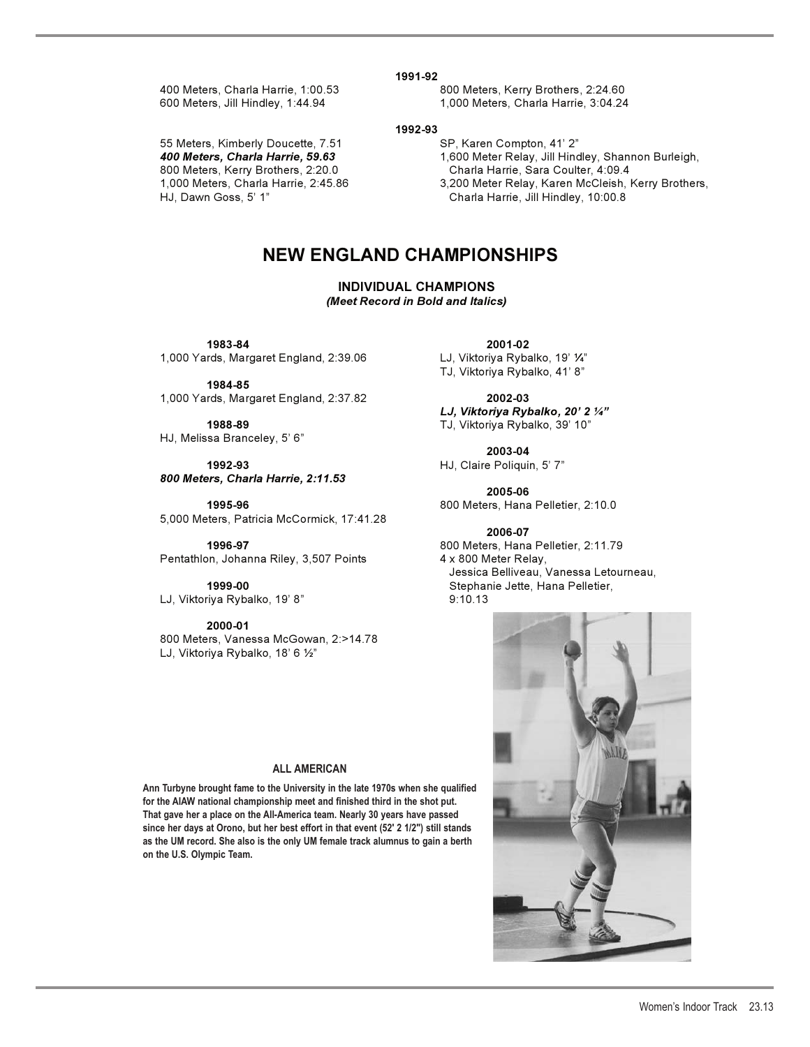**1991-92**

400 Meters, Charla Harrie, 1:00.53
600 Meters, Jill Hindley, 1:44.94
800 Meters, Kerry Brothers, 2:24.60
1,000 Meters, Charla Harrie, 3:04.24

**1992-93**

55 Meters, Kimberly Doucette, 7.51
***400 Meters, Charla Harrie, 59.63***
800 Meters, Kerry Brothers, 2:20.0
1,000 Meters, Charla Harrie, 2:45.86
HJ, Dawn Goss, 5' 1"
SP, Karen Compton, 41' 2"
1,600 Meter Relay, Jill Hindley, Shannon Burleigh, Charla Harrie, Sara Coulter, 4:09.4
3,200 Meter Relay, Karen McCleish, Kerry Brothers, Charla Harrie, Jill Hindley, 10:00.8

## NEW ENGLAND CHAMPIONSHIPS

### INDIVIDUAL CHAMPIONS

*(Meet Record in Bold and Italics)*

**1983-84**
1,000 Yards, Margaret England, 2:39.06

**1984-85**
1,000 Yards, Margaret England, 2:37.82

**1988-89**
HJ, Melissa Branceley, 5' 6"

**1992-93**
***800 Meters, Charla Harrie, 2:11.53***

**1995-96**
5,000 Meters, Patricia McCormick, 17:41.28

**1996-97**
Pentathlon, Johanna Riley, 3,507 Points

**1999-00**
LJ, Viktoriya Rybalko, 19' 8"

**2000-01**
800 Meters, Vanessa McGowan, 2:>14.78
LJ, Viktoriya Rybalko, 18' 6 ½"

**2001-02**
LJ, Viktoriya Rybalko, 19' ¼"
TJ, Viktoriya Rybalko, 41' 8"

**2002-03**
***LJ, Viktoriya Rybalko, 20' 2 ¼"***
TJ, Viktoriya Rybalko, 39' 10"

**2003-04**
HJ, Claire Poliquin, 5' 7"

**2005-06**
800 Meters, Hana Pelletier, 2:10.0

**2006-07**
800 Meters, Hana Pelletier, 2:11.79
4 x 800 Meter Relay, Jessica Belliveau, Vanessa Letourneau, Stephanie Jette, Hana Pelletier, 9:10.13

**ALL AMERICAN**

**Ann Turbyne brought fame to the University in the late 1970s when she qualified for the AIAW national championship meet and finished third in the shot put. That gave her a place on the All-America team. Nearly 30 years have passed since her days at Orono, but her best effort in that event (52' 2 1/2") still stands as the UM record. She also is the only UM female track alumnus to gain a berth on the U.S. Olympic Team.**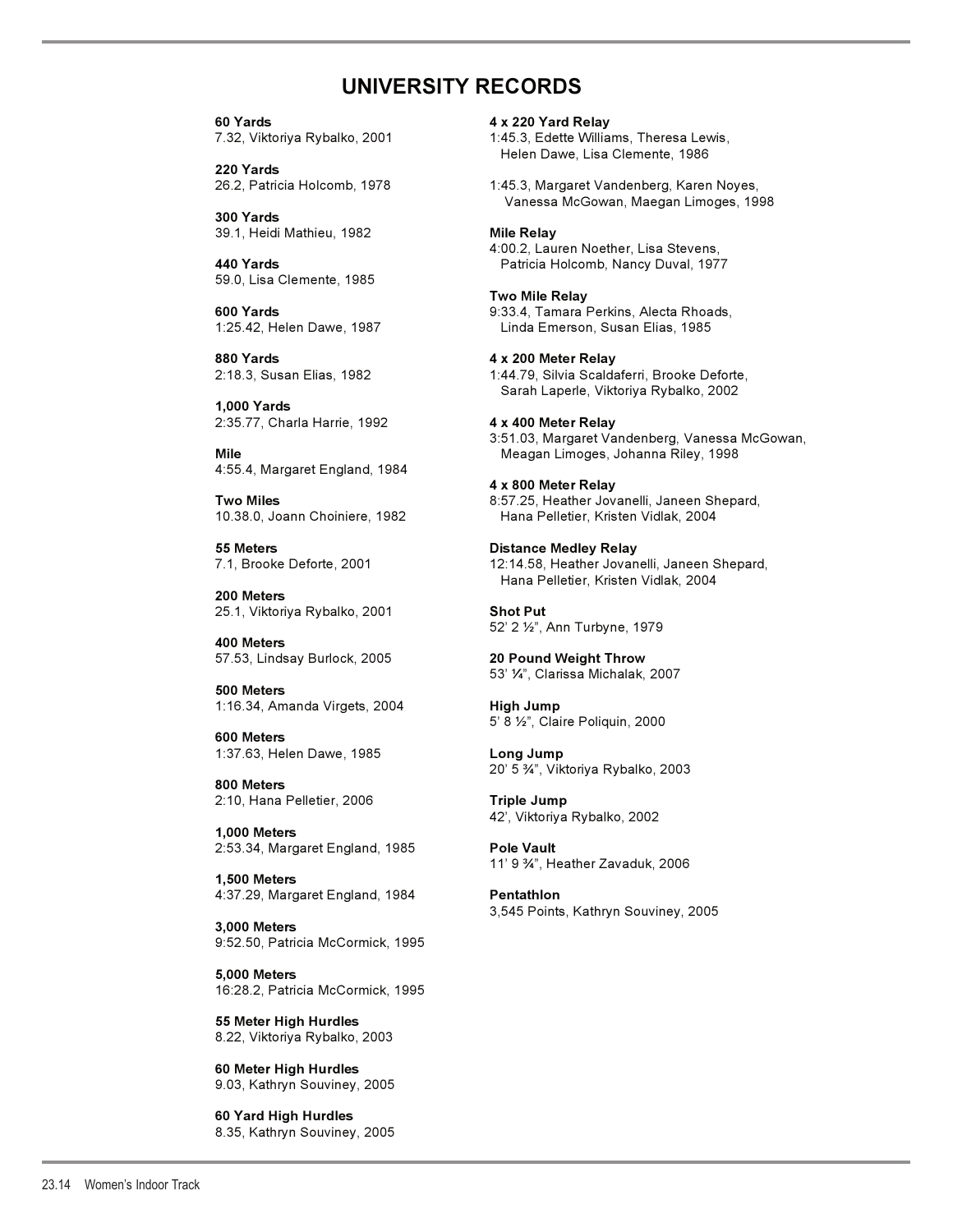# UNIVERSITY RECORDS

**60 Yards**
7.32, Viktoriya Rybalko, 2001

**220 Yards**
26.2, Patricia Holcomb, 1978

**300 Yards**
39.1, Heidi Mathieu, 1982

**440 Yards**
59.0, Lisa Clemente, 1985

**600 Yards**
1:25.42, Helen Dawe, 1987

**880 Yards**
2:18.3, Susan Elias, 1982

**1,000 Yards**
2:35.77, Charla Harrie, 1992

**Mile**
4:55.4, Margaret England, 1984

**Two Miles**
10.38.0, Joann Choiniere, 1982

**55 Meters**
7.1, Brooke Deforte, 2001

**200 Meters**
25.1, Viktoriya Rybalko, 2001

**400 Meters**
57.53, Lindsay Burlock, 2005

**500 Meters**
1:16.34, Amanda Virgets, 2004

**600 Meters**
1:37.63, Helen Dawe, 1985

**800 Meters**
2:10, Hana Pelletier, 2006

**1,000 Meters**
2:53.34, Margaret England, 1985

**1,500 Meters**
4:37.29, Margaret England, 1984

**3,000 Meters**
9:52.50, Patricia McCormick, 1995

**5,000 Meters**
16:28.2, Patricia McCormick, 1995

**55 Meter High Hurdles**
8.22, Viktoriya Rybalko, 2003

**60 Meter High Hurdles**
9.03, Kathryn Souviney, 2005

**60 Yard High Hurdles**
8.35, Kathryn Souviney, 2005

**4 x 220 Yard Relay**
1:45.3, Edette Williams, Theresa Lewis, Helen Dawe, Lisa Clemente, 1986

1:45.3, Margaret Vandenberg, Karen Noyes, Vanessa McGowan, Maegan Limoges, 1998

**Mile Relay**
4:00.2, Lauren Noether, Lisa Stevens, Patricia Holcomb, Nancy Duval, 1977

**Two Mile Relay**
9:33.4, Tamara Perkins, Alecta Rhoads, Linda Emerson, Susan Elias, 1985

**4 x 200 Meter Relay**
1:44.79, Silvia Scaldaferri, Brooke Deforte, Sarah Laperle, Viktoriya Rybalko, 2002

**4 x 400 Meter Relay**
3:51.03, Margaret Vandenberg, Vanessa McGowan, Meagan Limoges, Johanna Riley, 1998

**4 x 800 Meter Relay**
8:57.25, Heather Jovanelli, Janeen Shepard, Hana Pelletier, Kristen Vidlak, 2004

**Distance Medley Relay**
12:14.58, Heather Jovanelli, Janeen Shepard, Hana Pelletier, Kristen Vidlak, 2004

**Shot Put**
52' 2 ½", Ann Turbyne, 1979

**20 Pound Weight Throw**
53' ¼", Clarissa Michalak, 2007

**High Jump**
5' 8 ½", Claire Poliquin, 2000

**Long Jump**
20' 5 ¾", Viktoriya Rybalko, 2003

**Triple Jump**
42', Viktoriya Rybalko, 2002

**Pole Vault**
11' 9 ¾", Heather Zavaduk, 2006

**Pentathlon**
3,545 Points, Kathryn Souviney, 2005